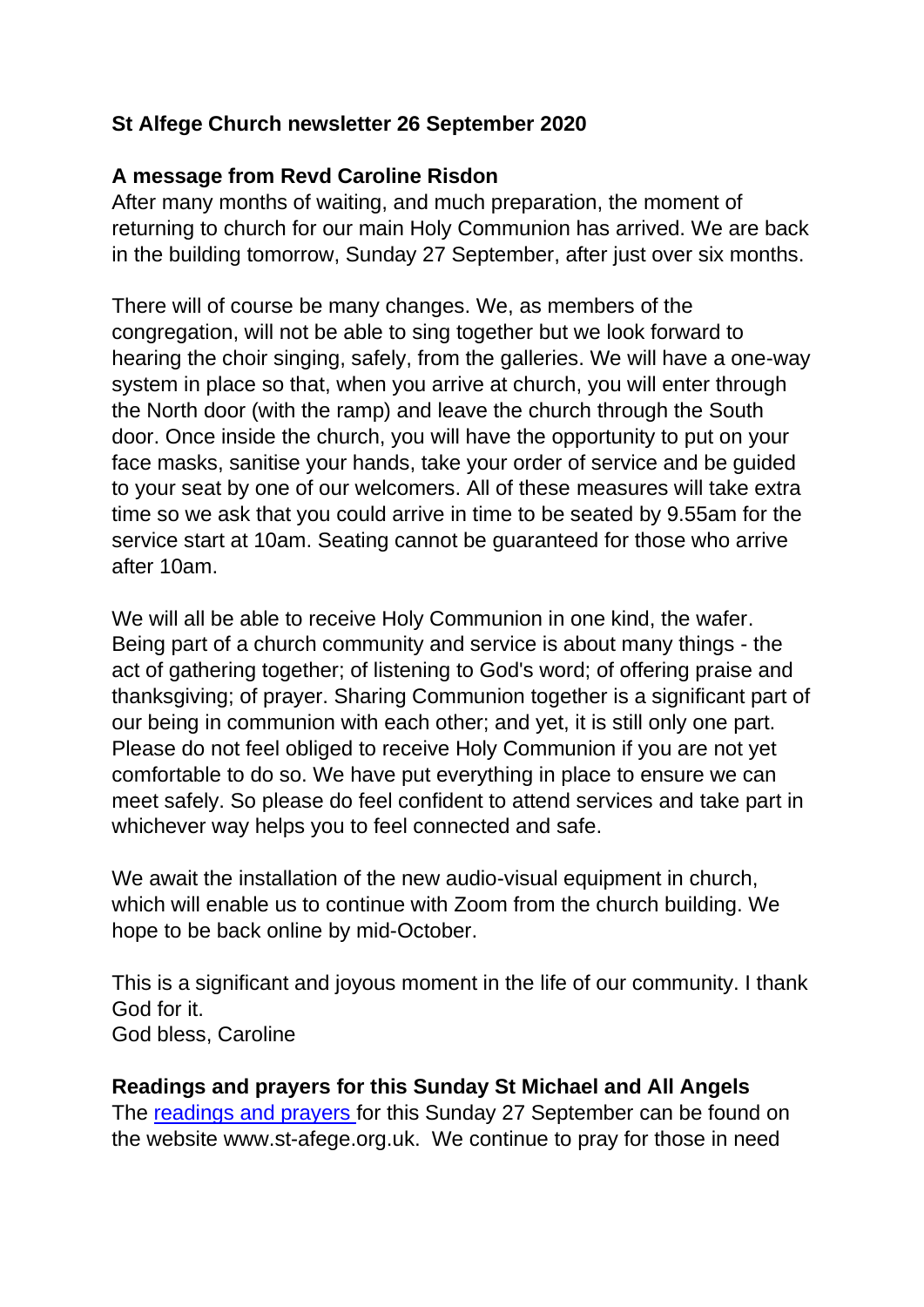**St Alfege Church newsletter 26 September 2020**

**A message from Revd Caroline Risdon**

After many months of waiting, and much preparation, the moment of returning to church for our main Holy Communion has arrived. We are back in the building tomorrow, Sunday 27 September, after just over six months.

There will of course be many changes. We, as members of the congregation, will not be able to sing together but we look forward to hearing the choir singing, safely, from the galleries. We will have a one-way system in place so that, when you arrive at church, you will enter through the North door (with the ramp) and leave the church through the South door. Once inside the church, you will have the opportunity to put on your face masks, sanitise your hands, take your order of service and be guided to your seat by one of our welcomers. All of these measures will take extra time so we ask that you could arrive in time to be seated by 9.55am for the service start at 10am. Seating cannot be guaranteed for those who arrive after 10am.

We will all be able to receive Holy Communion in one kind, the wafer. Being part of a church community and service is about many things - the act of gathering together; of listening to God's word; of offering praise and thanksgiving; of prayer. Sharing Communion together is a significant part of our being in communion with each other; and yet, it is still only one part. Please do not feel obliged to receive Holy Communion if you are not yet comfortable to do so. We have put everything in place to ensure we can meet safely. So please do feel confident to attend services and take part in whichever way helps you to feel connected and safe.

We await the installation of the new audio-visual equipment in church, which will enable us to continue with Zoom from the church building. We hope to be back online by mid-October.

This is a significant and joyous moment in the life of our community. I thank God for it.
God bless, Caroline

**Readings and prayers for this Sunday St Michael and All Angels**

The readings and prayers for this Sunday 27 September can be found on the website www.st-afege.org.uk. We continue to pray for those in need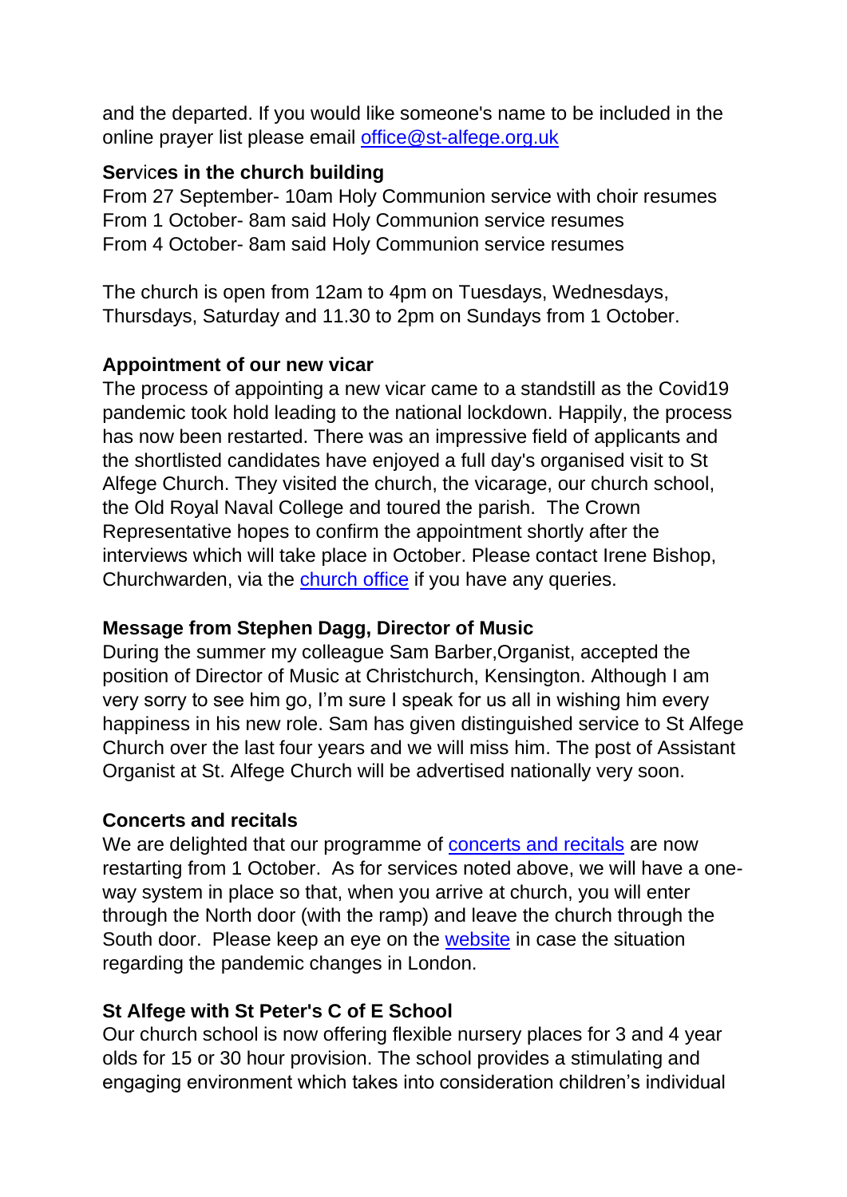and the departed. If you would like someone's name to be included in the online prayer list please email [office@st-alfege.org.uk](mailto:office@st-alfege.org.uk)

**Services in the church building**

From 27 September- 10am Holy Communion service with choir resumes
From 1 October- 8am said Holy Communion service resumes
From 4 October- 8am said Holy Communion service resumes

The church is open from 12am to 4pm on Tuesdays, Wednesdays, Thursdays, Saturday and 11.30 to 2pm on Sundays from 1 October.

**Appointment of our new vicar**

The process of appointing a new vicar came to a standstill as the Covid19 pandemic took hold leading to the national lockdown. Happily, the process has now been restarted. There was an impressive field of applicants and the shortlisted candidates have enjoyed a full day's organised visit to St Alfege Church. They visited the church, the vicarage, our church school, the Old Royal Naval College and toured the parish. The Crown Representative hopes to confirm the appointment shortly after the interviews which will take place in October. Please contact Irene Bishop, Churchwarden, via the church office if you have any queries.

**Message from Stephen Dagg, Director of Music**

During the summer my colleague Sam Barber,Organist, accepted the position of Director of Music at Christchurch, Kensington. Although I am very sorry to see him go, I'm sure I speak for us all in wishing him every happiness in his new role. Sam has given distinguished service to St Alfege Church over the last four years and we will miss him. The post of Assistant Organist at St. Alfege Church will be advertised nationally very soon.

**Concerts and recitals**

We are delighted that our programme of concerts and recitals are now restarting from 1 October. As for services noted above, we will have a one-way system in place so that, when you arrive at church, you will enter through the North door (with the ramp) and leave the church through the South door. Please keep an eye on the website in case the situation regarding the pandemic changes in London.

**St Alfege with St Peter's C of E School**

Our church school is now offering flexible nursery places for 3 and 4 year olds for 15 or 30 hour provision. The school provides a stimulating and engaging environment which takes into consideration children's individual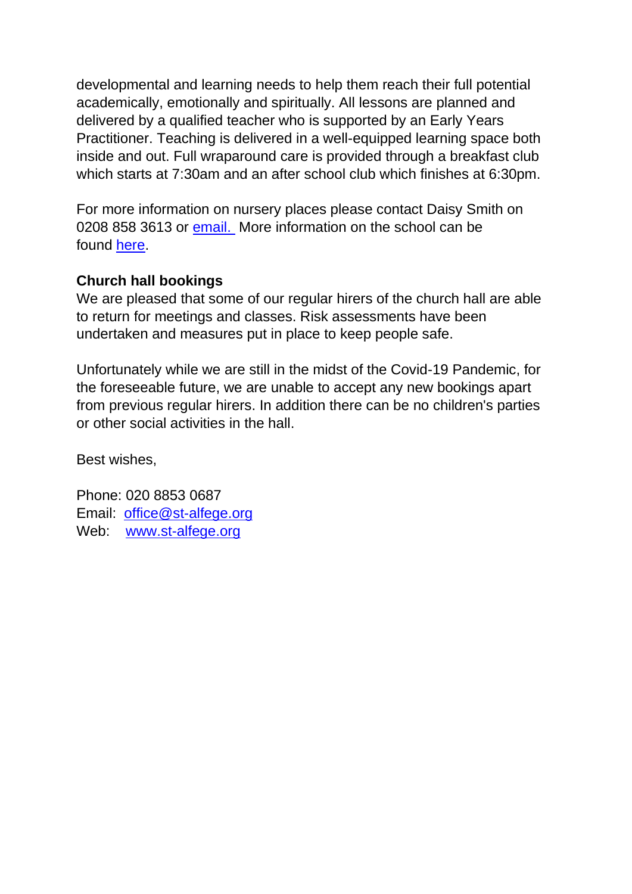developmental and learning needs to help them reach their full potential academically, emotionally and spiritually. All lessons are planned and delivered by a qualified teacher who is supported by an Early Years Practitioner. Teaching is delivered in a well-equipped learning space both inside and out. Full wraparound care is provided through a breakfast club which starts at 7:30am and an after school club which finishes at 6:30pm.

For more information on nursery places please contact Daisy Smith on 0208 858 3613 or email. More information on the school can be found here.

**Church hall bookings**

We are pleased that some of our regular hirers of the church hall are able to return for meetings and classes. Risk assessments have been undertaken and measures put in place to keep people safe.

Unfortunately while we are still in the midst of the Covid-19 Pandemic, for the foreseeable future, we are unable to accept any new bookings apart from previous regular hirers. In addition there can be no children's parties or other social activities in the hall.

Best wishes,

Phone: 020 8853 0687
Email: office@st-alfege.org
Web: www.st-alfege.org